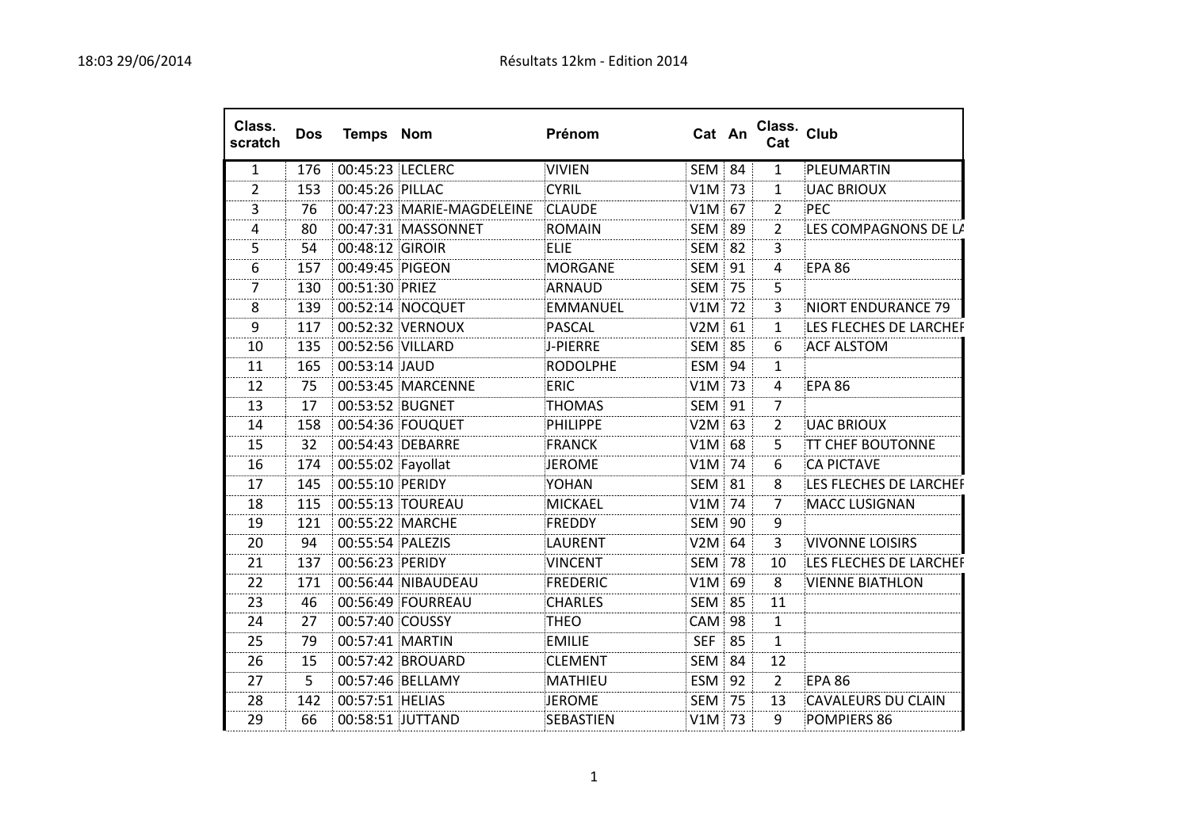# Résultats 12km - Edition 2014

| Class. scratch | Dos | Temps | Nom | Prénom | Cat | An | Class. Cat | Club |
|---|---|---|---|---|---|---|---|---|
| 1 | 176 | 00:45:23 | LECLERC | VIVIEN | SEM | 84 | 1 | PLEUMARTIN |
| 2 | 153 | 00:45:26 | PILLAC | CYRIL | V1M | 73 | 1 | UAC BRIOUX |
| 3 | 76 | 00:47:23 | MARIE-MAGDELEINE | CLAUDE | V1M | 67 | 2 | PEC |
| 4 | 80 | 00:47:31 | MASSONNET | ROMAIN | SEM | 89 | 2 | LES COMPAGNONS DE LA |
| 5 | 54 | 00:48:12 | GIROIR | ELIE | SEM | 82 | 3 | |
| 6 | 157 | 00:49:45 | PIGEON | MORGANE | SEM | 91 | 4 | EPA 86 |
| 7 | 130 | 00:51:30 | PRIEZ | ARNAUD | SEM | 75 | 5 | |
| 8 | 139 | 00:52:14 | NOCQUET | EMMANUEL | V1M | 72 | 3 | NIORT ENDURANCE 79 |
| 9 | 117 | 00:52:32 | VERNOUX | PASCAL | V2M | 61 | 1 | LES FLECHES DE LARCHEF |
| 10 | 135 | 00:52:56 | VILLARD | J-PIERRE | SEM | 85 | 6 | ACF ALSTOM |
| 11 | 165 | 00:53:14 | JAUD | RODOLPHE | ESM | 94 | 1 | |
| 12 | 75 | 00:53:45 | MARCENNE | ERIC | V1M | 73 | 4 | EPA 86 |
| 13 | 17 | 00:53:52 | BUGNET | THOMAS | SEM | 91 | 7 | |
| 14 | 158 | 00:54:36 | FOUQUET | PHILIPPE | V2M | 63 | 2 | UAC BRIOUX |
| 15 | 32 | 00:54:43 | DEBARRE | FRANCK | V1M | 68 | 5 | TT CHEF BOUTONNE |
| 16 | 174 | 00:55:02 | Fayollat | JEROME | V1M | 74 | 6 | CA PICTAVE |
| 17 | 145 | 00:55:10 | PERIDY | YOHAN | SEM | 81 | 8 | LES FLECHES DE LARCHEF |
| 18 | 115 | 00:55:13 | TOUREAU | MICKAEL | V1M | 74 | 7 | MACC LUSIGNAN |
| 19 | 121 | 00:55:22 | MARCHE | FREDDY | SEM | 90 | 9 | |
| 20 | 94 | 00:55:54 | PALEZIS | LAURENT | V2M | 64 | 3 | VIVONNE LOISIRS |
| 21 | 137 | 00:56:23 | PERIDY | VINCENT | SEM | 78 | 10 | LES FLECHES DE LARCHEF |
| 22 | 171 | 00:56:44 | NIBAUDEAU | FREDERIC | V1M | 69 | 8 | VIENNE BIATHLON |
| 23 | 46 | 00:56:49 | FOURREAU | CHARLES | SEM | 85 | 11 | |
| 24 | 27 | 00:57:40 | COUSSY | THEO | CAM | 98 | 1 | |
| 25 | 79 | 00:57:41 | MARTIN | EMILIE | SEF | 85 | 1 | |
| 26 | 15 | 00:57:42 | BROUARD | CLEMENT | SEM | 84 | 12 | |
| 27 | 5 | 00:57:46 | BELLAMY | MATHIEU | ESM | 92 | 2 | EPA 86 |
| 28 | 142 | 00:57:51 | HELIAS | JEROME | SEM | 75 | 13 | CAVALEURS DU CLAIN |
| 29 | 66 | 00:58:51 | JUTTAND | SEBASTIEN | V1M | 73 | 9 | POMPIERS 86 |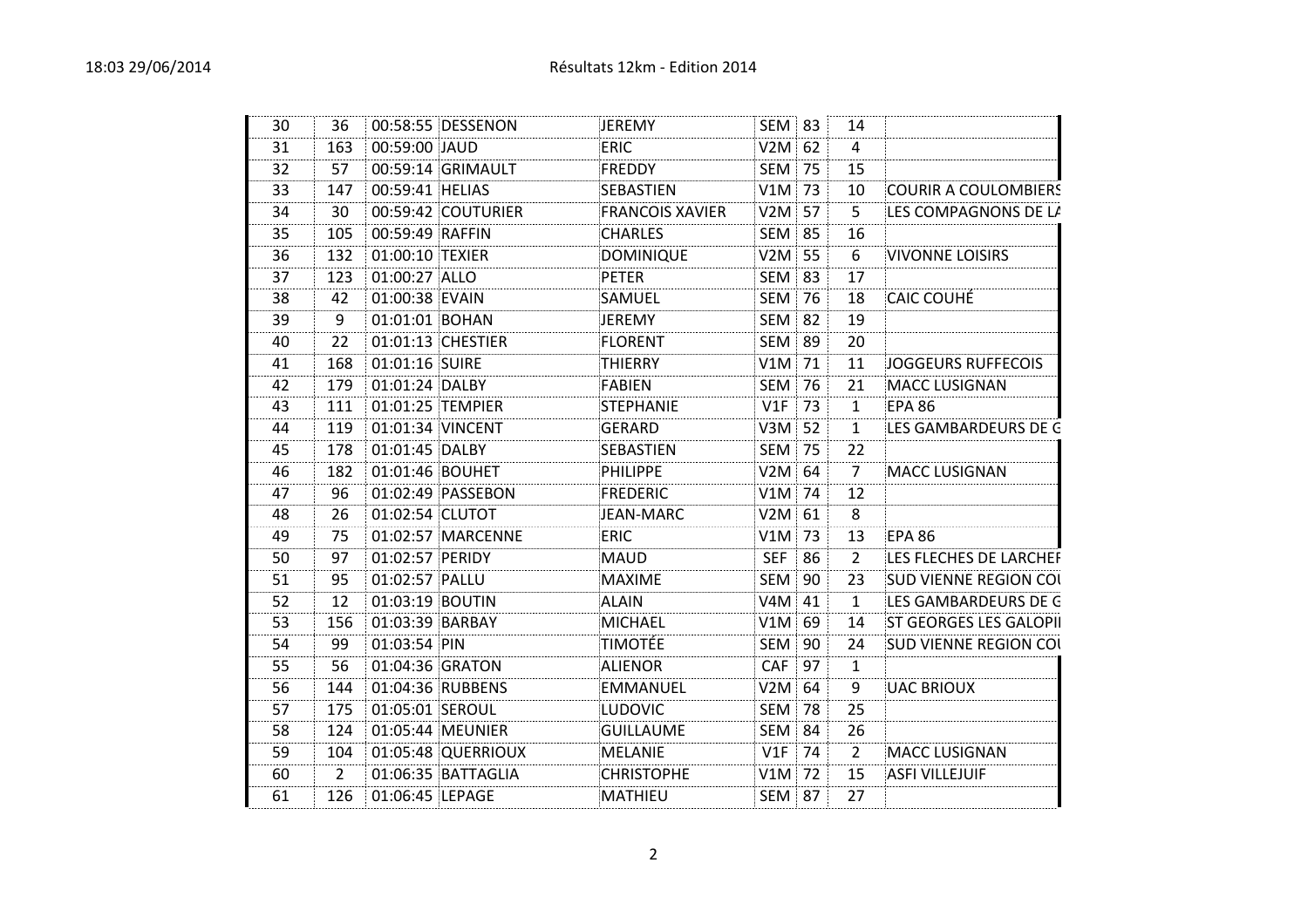| | | | | | | | | |
|---|---|---|---|---|---|---|---|---|
| 30 | 36 | 00:58:55 | DESSENON | JEREMY | SEM | 83 | 14 | |
| 31 | 163 | 00:59:00 | JAUD | ERIC | V2M | 62 | 4 | |
| 32 | 57 | 00:59:14 | GRIMAULT | FREDDY | SEM | 75 | 15 | |
| 33 | 147 | 00:59:41 | HELIAS | SEBASTIEN | V1M | 73 | 10 | COURIR A COULOMBIERS |
| 34 | 30 | 00:59:42 | COUTURIER | FRANCOIS XAVIER | V2M | 57 | 5 | LES COMPAGNONS DE LA |
| 35 | 105 | 00:59:49 | RAFFIN | CHARLES | SEM | 85 | 16 | |
| 36 | 132 | 01:00:10 | TEXIER | DOMINIQUE | V2M | 55 | 6 | VIVONNE LOISIRS |
| 37 | 123 | 01:00:27 | ALLO | PETER | SEM | 83 | 17 | |
| 38 | 42 | 01:00:38 | EVAIN | SAMUEL | SEM | 76 | 18 | CAIC COUHÉ |
| 39 | 9 | 01:01:01 | BOHAN | JEREMY | SEM | 82 | 19 | |
| 40 | 22 | 01:01:13 | CHESTIER | FLORENT | SEM | 89 | 20 | |
| 41 | 168 | 01:01:16 | SUIRE | THIERRY | V1M | 71 | 11 | JOGGEURS RUFFECOIS |
| 42 | 179 | 01:01:24 | DALBY | FABIEN | SEM | 76 | 21 | MACC LUSIGNAN |
| 43 | 111 | 01:01:25 | TEMPIER | STEPHANIE | V1F | 73 | 1 | EPA 86 |
| 44 | 119 | 01:01:34 | VINCENT | GERARD | V3M | 52 | 1 | LES GAMBARDEURS DE G |
| 45 | 178 | 01:01:45 | DALBY | SEBASTIEN | SEM | 75 | 22 | |
| 46 | 182 | 01:01:46 | BOUHET | PHILIPPE | V2M | 64 | 7 | MACC LUSIGNAN |
| 47 | 96 | 01:02:49 | PASSEBON | FREDERIC | V1M | 74 | 12 | |
| 48 | 26 | 01:02:54 | CLUTOT | JEAN-MARC | V2M | 61 | 8 | |
| 49 | 75 | 01:02:57 | MARCENNE | ERIC | V1M | 73 | 13 | EPA 86 |
| 50 | 97 | 01:02:57 | PERIDY | MAUD | SEF | 86 | 2 | LES FLECHES DE LARCHER |
| 51 | 95 | 01:02:57 | PALLU | MAXIME | SEM | 90 | 23 | SUD VIENNE REGION COU |
| 52 | 12 | 01:03:19 | BOUTIN | ALAIN | V4M | 41 | 1 | LES GAMBARDEURS DE G |
| 53 | 156 | 01:03:39 | BARBAY | MICHAEL | V1M | 69 | 14 | ST GEORGES LES GALOPI |
| 54 | 99 | 01:03:54 | PIN | TIMOTÉE | SEM | 90 | 24 | SUD VIENNE REGION COU |
| 55 | 56 | 01:04:36 | GRATON | ALIENOR | CAF | 97 | 1 | |
| 56 | 144 | 01:04:36 | RUBBENS | EMMANUEL | V2M | 64 | 9 | UAC BRIOUX |
| 57 | 175 | 01:05:01 | SEROUL | LUDOVIC | SEM | 78 | 25 | |
| 58 | 124 | 01:05:44 | MEUNIER | GUILLAUME | SEM | 84 | 26 | |
| 59 | 104 | 01:05:48 | QUERRIOUX | MELANIE | V1F | 74 | 2 | MACC LUSIGNAN |
| 60 | 2 | 01:06:35 | BATTAGLIA | CHRISTOPHE | V1M | 72 | 15 | ASFI VILLEJUIF |
| 61 | 126 | 01:06:45 | LEPAGE | MATHIEU | SEM | 87 | 27 | |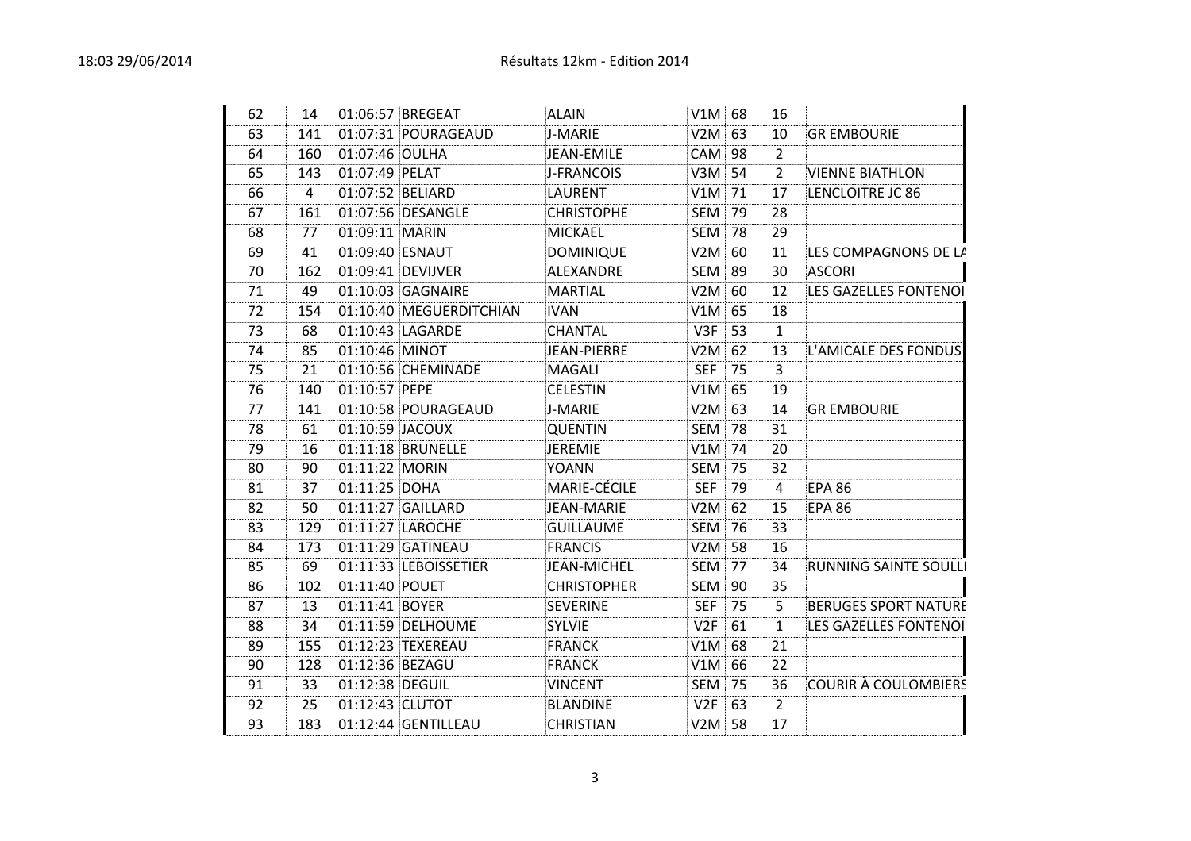| | | | | | | | | |
|---|---|---|---|---|---|---|---|---|
| 62 | 14 | 01:06:57 | BREGEAT | ALAIN | V1M | 68 | 16 | |
| 63 | 141 | 01:07:31 | POURAGEAUD | J-MARIE | V2M | 63 | 10 | GR EMBOURIE |
| 64 | 160 | 01:07:46 | OULHA | JEAN-EMILE | CAM | 98 | 2 | |
| 65 | 143 | 01:07:49 | PELAT | J-FRANCOIS | V3M | 54 | 2 | VIENNE BIATHLON |
| 66 | 4 | 01:07:52 | BELIARD | LAURENT | V1M | 71 | 17 | LENCLOITRE JC 86 |
| 67 | 161 | 01:07:56 | DESANGLE | CHRISTOPHE | SEM | 79 | 28 | |
| 68 | 77 | 01:09:11 | MARIN | MICKAEL | SEM | 78 | 29 | |
| 69 | 41 | 01:09:40 | ESNAUT | DOMINIQUE | V2M | 60 | 11 | LES COMPAGNONS DE LA |
| 70 | 162 | 01:09:41 | DEVIJVER | ALEXANDRE | SEM | 89 | 30 | ASCORI |
| 71 | 49 | 01:10:03 | GAGNAIRE | MARTIAL | V2M | 60 | 12 | LES GAZELLES FONTENOI |
| 72 | 154 | 01:10:40 | MEGUERDITCHIAN | IVAN | V1M | 65 | 18 | |
| 73 | 68 | 01:10:43 | LAGARDE | CHANTAL | V3F | 53 | 1 | |
| 74 | 85 | 01:10:46 | MINOT | JEAN-PIERRE | V2M | 62 | 13 | L'AMICALE DES FONDUS |
| 75 | 21 | 01:10:56 | CHEMINADE | MAGALI | SEF | 75 | 3 | |
| 76 | 140 | 01:10:57 | PEPE | CELESTIN | V1M | 65 | 19 | |
| 77 | 141 | 01:10:58 | POURAGEAUD | J-MARIE | V2M | 63 | 14 | GR EMBOURIE |
| 78 | 61 | 01:10:59 | JACOUX | QUENTIN | SEM | 78 | 31 | |
| 79 | 16 | 01:11:18 | BRUNELLE | JEREMIE | V1M | 74 | 20 | |
| 80 | 90 | 01:11:22 | MORIN | YOANN | SEM | 75 | 32 | |
| 81 | 37 | 01:11:25 | DOHA | MARIE-CÉCILE | SEF | 79 | 4 | EPA 86 |
| 82 | 50 | 01:11:27 | GAILLARD | JEAN-MARIE | V2M | 62 | 15 | EPA 86 |
| 83 | 129 | 01:11:27 | LAROCHE | GUILLAUME | SEM | 76 | 33 | |
| 84 | 173 | 01:11:29 | GATINEAU | FRANCIS | V2M | 58 | 16 | |
| 85 | 69 | 01:11:33 | LEBOISSETIER | JEAN-MICHEL | SEM | 77 | 34 | RUNNING SAINTE SOULLI |
| 86 | 102 | 01:11:40 | POUET | CHRISTOPHER | SEM | 90 | 35 | |
| 87 | 13 | 01:11:41 | BOYER | SEVERINE | SEF | 75 | 5 | BERUGES SPORT NATURE |
| 88 | 34 | 01:11:59 | DELHOUME | SYLVIE | V2F | 61 | 1 | LES GAZELLES FONTENOI |
| 89 | 155 | 01:12:23 | TEXEREAU | FRANCK | V1M | 68 | 21 | |
| 90 | 128 | 01:12:36 | BEZAGU | FRANCK | V1M | 66 | 22 | |
| 91 | 33 | 01:12:38 | DEGUIL | VINCENT | SEM | 75 | 36 | COURIR À COULOMBIERS |
| 92 | 25 | 01:12:43 | CLUTOT | BLANDINE | V2F | 63 | 2 | |
| 93 | 183 | 01:12:44 | GENTILLEAU | CHRISTIAN | V2M | 58 | 17 | |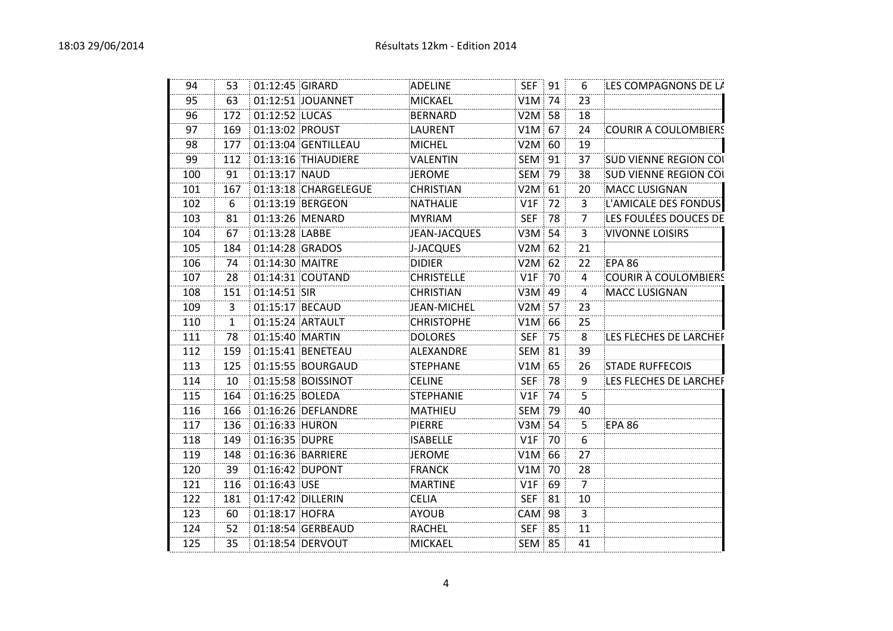| 94 | 53 | 01:12:45 | GIRARD | ADELINE | SEF | 91 | 6 | LES COMPAGNONS DE LA |
|---|---|---|---|---|---|---|---|---|
| 95 | 63 | 01:12:51 | JOUANNET | MICKAEL | V1M | 74 | 23 | |
| 96 | 172 | 01:12:52 | LUCAS | BERNARD | V2M | 58 | 18 | |
| 97 | 169 | 01:13:02 | PROUST | LAURENT | V1M | 67 | 24 | COURIR A COULOMBIERS |
| 98 | 177 | 01:13:04 | GENTILLEAU | MICHEL | V2M | 60 | 19 | |
| 99 | 112 | 01:13:16 | THIAUDIERE | VALENTIN | SEM | 91 | 37 | SUD VIENNE REGION COU |
| 100 | 91 | 01:13:17 | NAUD | JEROME | SEM | 79 | 38 | SUD VIENNE REGION COU |
| 101 | 167 | 01:13:18 | CHARGELEGUE | CHRISTIAN | V2M | 61 | 20 | MACC LUSIGNAN |
| 102 | 6 | 01:13:19 | BERGEON | NATHALIE | V1F | 72 | 3 | L'AMICALE DES FONDUS |
| 103 | 81 | 01:13:26 | MENARD | MYRIAM | SEF | 78 | 7 | LES FOULÉES DOUCES DE |
| 104 | 67 | 01:13:28 | LABBE | JEAN-JACQUES | V3M | 54 | 3 | VIVONNE LOISIRS |
| 105 | 184 | 01:14:28 | GRADOS | J-JACQUES | V2M | 62 | 21 | |
| 106 | 74 | 01:14:30 | MAITRE | DIDIER | V2M | 62 | 22 | EPA 86 |
| 107 | 28 | 01:14:31 | COUTAND | CHRISTELLE | V1F | 70 | 4 | COURIR À COULOMBIERS |
| 108 | 151 | 01:14:51 | SIR | CHRISTIAN | V3M | 49 | 4 | MACC LUSIGNAN |
| 109 | 3 | 01:15:17 | BECAUD | JEAN-MICHEL | V2M | 57 | 23 | |
| 110 | 1 | 01:15:24 | ARTAULT | CHRISTOPHE | V1M | 66 | 25 | |
| 111 | 78 | 01:15:40 | MARTIN | DOLORES | SEF | 75 | 8 | LES FLECHES DE LARCHER |
| 112 | 159 | 01:15:41 | BENETEAU | ALEXANDRE | SEM | 81 | 39 | |
| 113 | 125 | 01:15:55 | BOURGAUD | STEPHANE | V1M | 65 | 26 | STADE RUFFECOIS |
| 114 | 10 | 01:15:58 | BOISSINOT | CELINE | SEF | 78 | 9 | LES FLECHES DE LARCHER |
| 115 | 164 | 01:16:25 | BOLEDA | STEPHANIE | V1F | 74 | 5 | |
| 116 | 166 | 01:16:26 | DEFLANDRE | MATHIEU | SEM | 79 | 40 | |
| 117 | 136 | 01:16:33 | HURON | PIERRE | V3M | 54 | 5 | EPA 86 |
| 118 | 149 | 01:16:35 | DUPRE | ISABELLE | V1F | 70 | 6 | |
| 119 | 148 | 01:16:36 | BARRIERE | JEROME | V1M | 66 | 27 | |
| 120 | 39 | 01:16:42 | DUPONT | FRANCK | V1M | 70 | 28 | |
| 121 | 116 | 01:16:43 | USE | MARTINE | V1F | 69 | 7 | |
| 122 | 181 | 01:17:42 | DILLERIN | CELIA | SEF | 81 | 10 | |
| 123 | 60 | 01:18:17 | HOFRA | AYOUB | CAM | 98 | 3 | |
| 124 | 52 | 01:18:54 | GERBEAUD | RACHEL | SEF | 85 | 11 | |
| 125 | 35 | 01:18:54 | DERVOUT | MICKAEL | SEM | 85 | 41 | |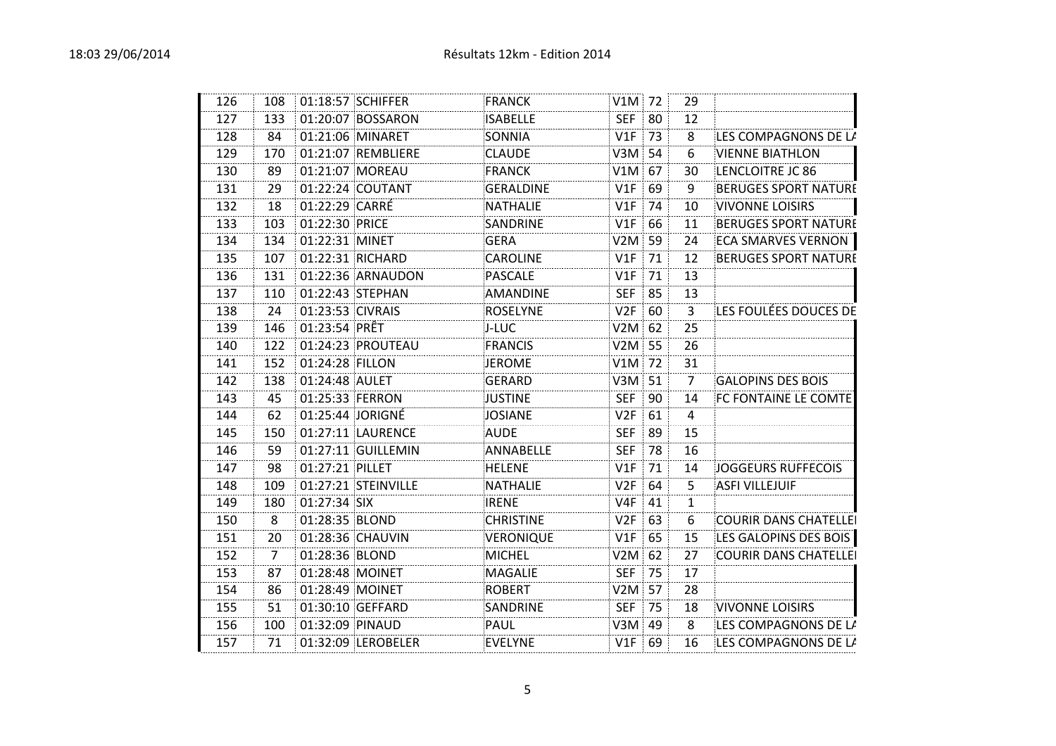| 126 | 108 | 01:18:57 | SCHIFFER | FRANCK | V1M | 72 | 29 | |
|---|---|---|---|---|---|---|---|---|
| 127 | 133 | 01:20:07 | BOSSARON | ISABELLE | SEF | 80 | 12 | |
| 128 | 84 | 01:21:06 | MINARET | SONNIA | V1F | 73 | 8 | LES COMPAGNONS DE LA |
| 129 | 170 | 01:21:07 | REMBLIERE | CLAUDE | V3M | 54 | 6 | VIENNE BIATHLON |
| 130 | 89 | 01:21:07 | MOREAU | FRANCK | V1M | 67 | 30 | LENCLOITRE JC 86 |
| 131 | 29 | 01:22:24 | COUTANT | GERALDINE | V1F | 69 | 9 | BERUGES SPORT NATURE |
| 132 | 18 | 01:22:29 | CARRÉ | NATHALIE | V1F | 74 | 10 | VIVONNE LOISIRS |
| 133 | 103 | 01:22:30 | PRICE | SANDRINE | V1F | 66 | 11 | BERUGES SPORT NATURE |
| 134 | 134 | 01:22:31 | MINET | GERA | V2M | 59 | 24 | ECA SMARVES VERNON |
| 135 | 107 | 01:22:31 | RICHARD | CAROLINE | V1F | 71 | 12 | BERUGES SPORT NATURE |
| 136 | 131 | 01:22:36 | ARNAUDON | PASCALE | V1F | 71 | 13 | |
| 137 | 110 | 01:22:43 | STEPHAN | AMANDINE | SEF | 85 | 13 | |
| 138 | 24 | 01:23:53 | CIVRAIS | ROSELYNE | V2F | 60 | 3 | LES FOULÉES DOUCES DE |
| 139 | 146 | 01:23:54 | PRÊT | J-LUC | V2M | 62 | 25 | |
| 140 | 122 | 01:24:23 | PROUTEAU | FRANCIS | V2M | 55 | 26 | |
| 141 | 152 | 01:24:28 | FILLON | JEROME | V1M | 72 | 31 | |
| 142 | 138 | 01:24:48 | AULET | GERARD | V3M | 51 | 7 | GALOPINS DES BOIS |
| 143 | 45 | 01:25:33 | FERRON | JUSTINE | SEF | 90 | 14 | FC FONTAINE LE COMTE |
| 144 | 62 | 01:25:44 | JORIGNÉ | JOSIANE | V2F | 61 | 4 | |
| 145 | 150 | 01:27:11 | LAURENCE | AUDE | SEF | 89 | 15 | |
| 146 | 59 | 01:27:11 | GUILLEMIN | ANNABELLE | SEF | 78 | 16 | |
| 147 | 98 | 01:27:21 | PILLET | HELENE | V1F | 71 | 14 | JOGGEURS RUFFECOIS |
| 148 | 109 | 01:27:21 | STEINVILLE | NATHALIE | V2F | 64 | 5 | ASFI VILLEJUIF |
| 149 | 180 | 01:27:34 | SIX | IRENE | V4F | 41 | 1 | |
| 150 | 8 | 01:28:35 | BLOND | CHRISTINE | V2F | 63 | 6 | COURIR DANS CHATELLEI |
| 151 | 20 | 01:28:36 | CHAUVIN | VERONIQUE | V1F | 65 | 15 | LES GALOPINS DES BOIS |
| 152 | 7 | 01:28:36 | BLOND | MICHEL | V2M | 62 | 27 | COURIR DANS CHATELLEI |
| 153 | 87 | 01:28:48 | MOINET | MAGALIE | SEF | 75 | 17 | |
| 154 | 86 | 01:28:49 | MOINET | ROBERT | V2M | 57 | 28 | |
| 155 | 51 | 01:30:10 | GEFFARD | SANDRINE | SEF | 75 | 18 | VIVONNE LOISIRS |
| 156 | 100 | 01:32:09 | PINAUD | PAUL | V3M | 49 | 8 | LES COMPAGNONS DE LA |
| 157 | 71 | 01:32:09 | LEROBELER | EVELYNE | V1F | 69 | 16 | LES COMPAGNONS DE LA |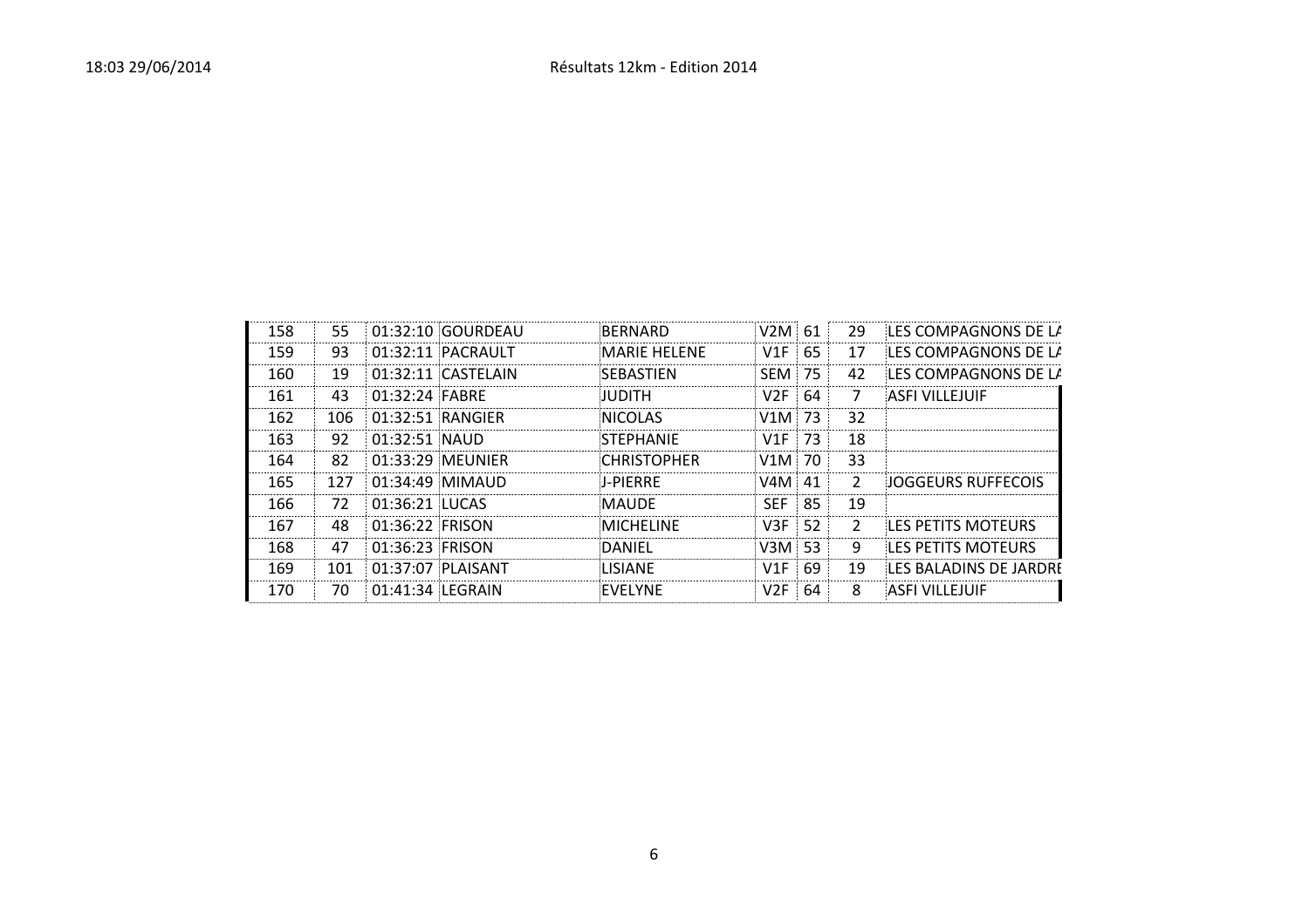| | | | | | | | | |
|---|---|---|---|---|---|---|---|---|
| 158 | 55 | 01:32:10 | GOURDEAU | BERNARD | V2M | 61 | 29 | LES COMPAGNONS DE LA |
| 159 | 93 | 01:32:11 | PACRAULT | MARIE HELENE | V1F | 65 | 17 | LES COMPAGNONS DE LA |
| 160 | 19 | 01:32:11 | CASTELAIN | SEBASTIEN | SEM | 75 | 42 | LES COMPAGNONS DE LA |
| 161 | 43 | 01:32:24 | FABRE | JUDITH | V2F | 64 | 7 | ASFI VILLEJUIF |
| 162 | 106 | 01:32:51 | RANGIER | NICOLAS | V1M | 73 | 32 | |
| 163 | 92 | 01:32:51 | NAUD | STEPHANIE | V1F | 73 | 18 | |
| 164 | 82 | 01:33:29 | MEUNIER | CHRISTOPHER | V1M | 70 | 33 | |
| 165 | 127 | 01:34:49 | MIMAUD | J-PIERRE | V4M | 41 | 2 | JOGGEURS RUFFECOIS |
| 166 | 72 | 01:36:21 | LUCAS | MAUDE | SEF | 85 | 19 | |
| 167 | 48 | 01:36:22 | FRISON | MICHELINE | V3F | 52 | 2 | LES PETITS MOTEURS |
| 168 | 47 | 01:36:23 | FRISON | DANIEL | V3M | 53 | 9 | LES PETITS MOTEURS |
| 169 | 101 | 01:37:07 | PLAISANT | LISIANE | V1F | 69 | 19 | LES BALADINS DE JARDRE |
| 170 | 70 | 01:41:34 | LEGRAIN | EVELYNE | V2F | 64 | 8 | ASFI VILLEJUIF |